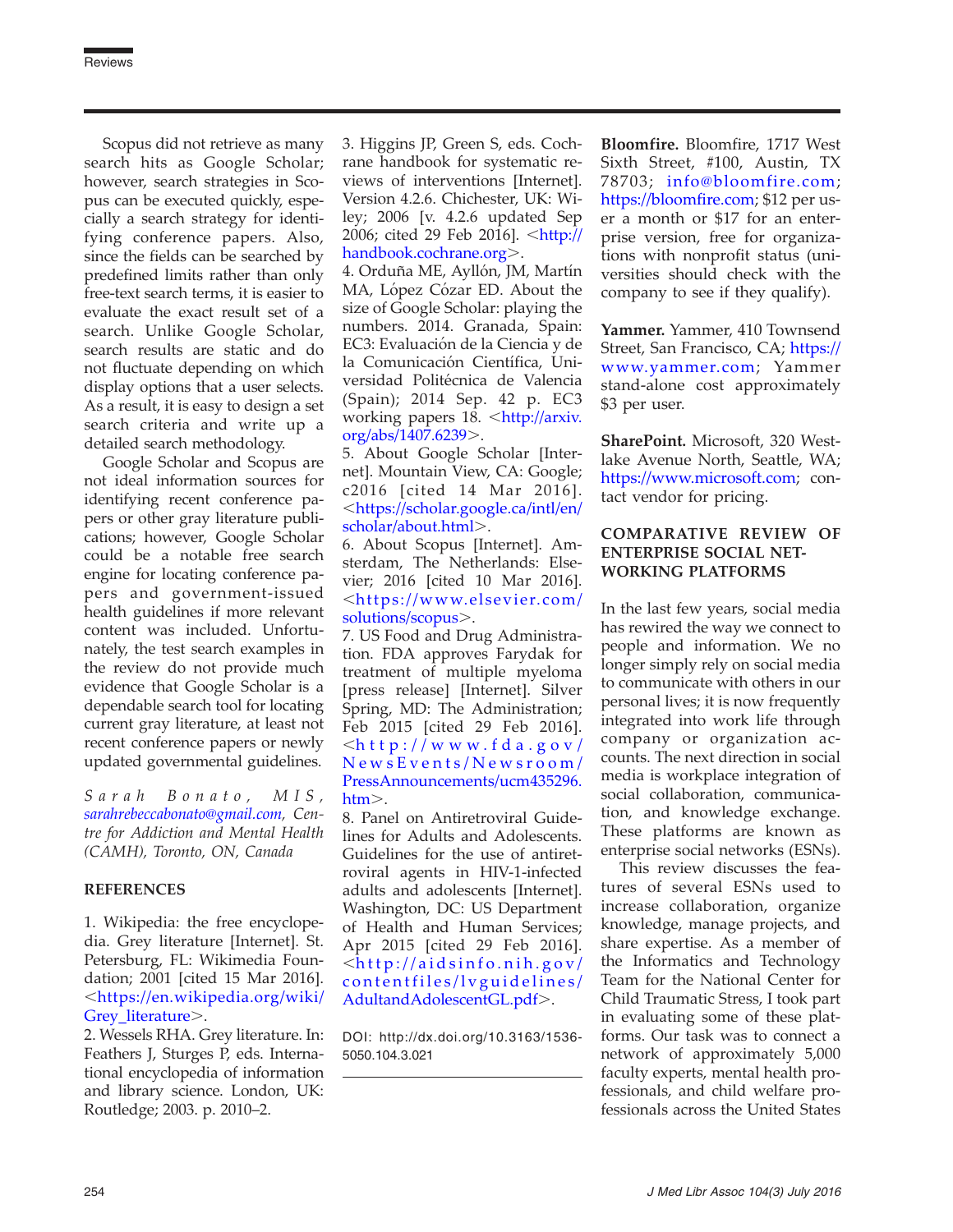Scopus did not retrieve as many search hits as Google Scholar; however, search strategies in Scopus can be executed quickly, especially a search strategy for identifying conference papers. Also, since the fields can be searched by predefined limits rather than only free-text search terms, it is easier to evaluate the exact result set of a search. Unlike Google Scholar, search results are static and do not fluctuate depending on which display options that a user selects. As a result, it is easy to design a set search criteria and write up a detailed search methodology.

Google Scholar and Scopus are not ideal information sources for identifying recent conference papers or other gray literature publications; however, Google Scholar could be a notable free search engine for locating conference papers and government-issued health guidelines if more relevant content was included. Unfortunately, the test search examples in the review do not provide much evidence that Google Scholar is a dependable search tool for locating current gray literature, at least not recent conference papers or newly updated governmental guidelines.

*Sarah Bonato, MIS, sarahrebeccabonato@gmail.com, Centre for Addiction and Mental Health (CAMH), Toronto, ON, Canada*

## REFERENCES

1. Wikipedia: the free encyclopedia. Grey literature [Internet]. St. Petersburg, FL: Wikimedia Foundation; 2001 [cited 15 Mar 2016]. <https://en.wikipedia.org/wiki/Grey_literature>.
2. Wessels RHA. Grey literature. In: Feathers J, Sturges P, eds. International encyclopedia of information and library science. London, UK: Routledge; 2003. p. 2010–2.
3. Higgins JP, Green S, eds. Cochrane handbook for systematic reviews of interventions [Internet]. Version 4.2.6. Chichester, UK: Wiley; 2006 [v. 4.2.6 updated Sep 2006; cited 29 Feb 2016]. <http://handbook.cochrane.org>.
4. Orduña ME, Ayllón, JM, Martín MA, López Cózar ED. About the size of Google Scholar: playing the numbers. 2014. Granada, Spain: EC3: Evaluación de la Ciencia y de la Comunicación Científica, Universidad Politécnica de Valencia (Spain); 2014 Sep. 42 p. EC3 working papers 18. <http://arxiv.org/abs/1407.6239>.
5. About Google Scholar [Internet]. Mountain View, CA: Google; c2016 [cited 14 Mar 2016]. <https://scholar.google.ca/intl/en/scholar/about.html>.
6. About Scopus [Internet]. Amsterdam, The Netherlands: Elsevier; 2016 [cited 10 Mar 2016]. <https://www.elsevier.com/solutions/scopus>.
7. US Food and Drug Administration. FDA approves Farydak for treatment of multiple myeloma [press release] [Internet]. Silver Spring, MD: The Administration; Feb 2015 [cited 29 Feb 2016]. <http://www.fda.gov/NewsEvents/Newsroom/PressAnnouncements/ucm435296.htm>.
8. Panel on Antiretroviral Guidelines for Adults and Adolescents. Guidelines for the use of antiretroviral agents in HIV-1-infected adults and adolescents [Internet]. Washington, DC: US Department of Health and Human Services; Apr 2015 [cited 29 Feb 2016]. <http://aidsinfo.nih.gov/contentfiles/lvguidelines/AdultandAdolescentGL.pdf>.

DOI: http://dx.doi.org/10.3163/1536-5050.104.3.021

---

**Bloomfire.** Bloomfire, 1717 West Sixth Street, #100, Austin, TX 78703; info@bloomfire.com; https://bloomfire.com; $12 per user a month or $17 for an enterprise version, free for organizations with nonprofit status (universities should check with the company to see if they qualify).

**Yammer.** Yammer, 410 Townsend Street, San Francisco, CA; https://www.yammer.com; Yammer stand-alone cost approximately $3 per user.

**SharePoint.** Microsoft, 320 Westlake Avenue North, Seattle, WA; https://www.microsoft.com; contact vendor for pricing.

## COMPARATIVE REVIEW OF ENTERPRISE SOCIAL NETWORKING PLATFORMS

In the last few years, social media has rewired the way we connect to people and information. We no longer simply rely on social media to communicate with others in our personal lives; it is now frequently integrated into work life through company or organization accounts. The next direction in social media is workplace integration of social collaboration, communication, and knowledge exchange. These platforms are known as enterprise social networks (ESNs).

This review discusses the features of several ESNs used to increase collaboration, organize knowledge, manage projects, and share expertise. As a member of the Informatics and Technology Team for the National Center for Child Traumatic Stress, I took part in evaluating some of these platforms. Our task was to connect a network of approximately 5,000 faculty experts, mental health professionals, and child welfare professionals across the United States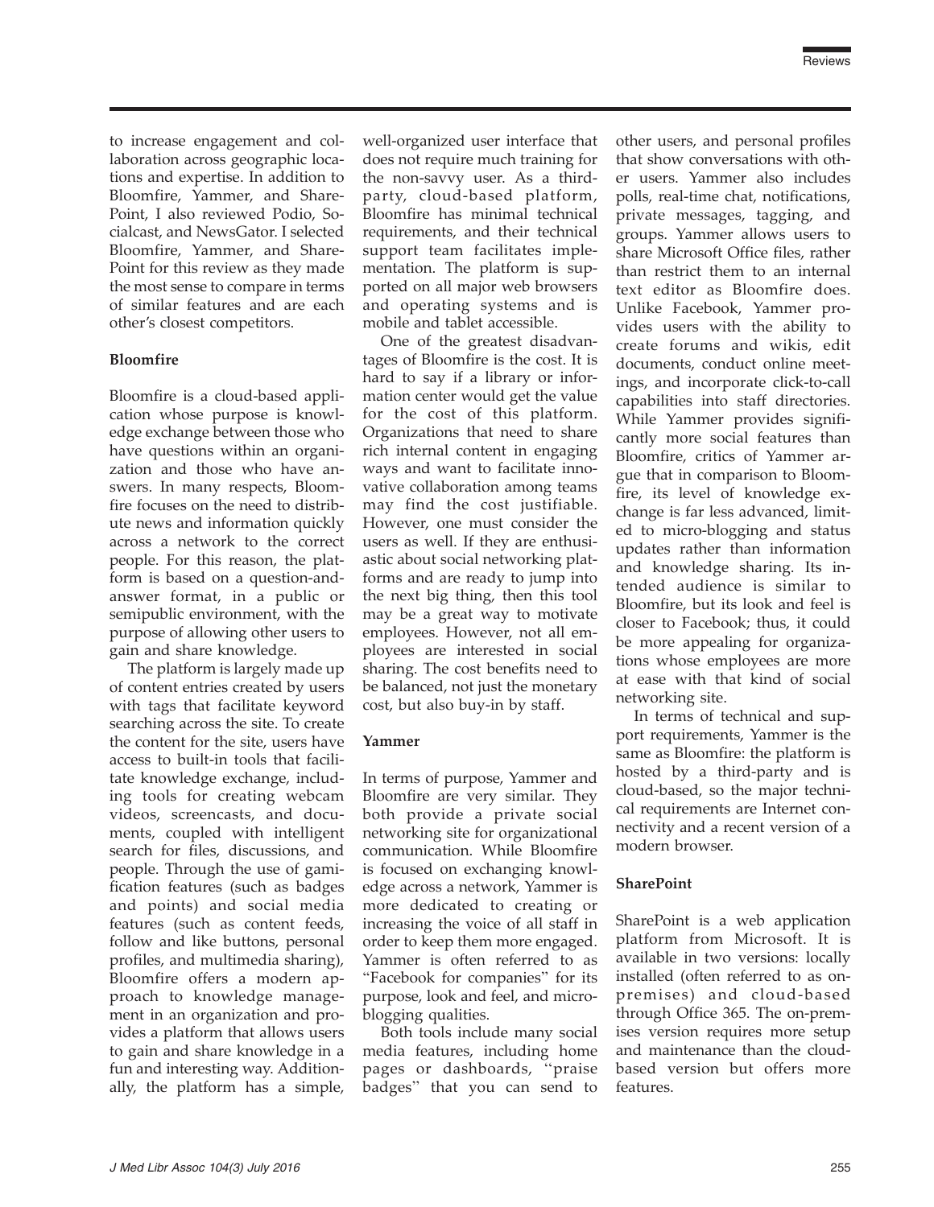to increase engagement and collaboration across geographic locations and expertise. In addition to Bloomfire, Yammer, and SharePoint, I also reviewed Podio, Socialcast, and NewsGator. I selected Bloomfire, Yammer, and SharePoint for this review as they made the most sense to compare in terms of similar features and are each other's closest competitors.

**Bloomfire**

Bloomfire is a cloud-based application whose purpose is knowledge exchange between those who have questions within an organization and those who have answers. In many respects, Bloomfire focuses on the need to distribute news and information quickly across a network to the correct people. For this reason, the platform is based on a question-and-answer format, in a public or semipublic environment, with the purpose of allowing other users to gain and share knowledge.

The platform is largely made up of content entries created by users with tags that facilitate keyword searching across the site. To create the content for the site, users have access to built-in tools that facilitate knowledge exchange, including tools for creating webcam videos, screencasts, and documents, coupled with intelligent search for files, discussions, and people. Through the use of gamification features (such as badges and points) and social media features (such as content feeds, follow and like buttons, personal profiles, and multimedia sharing), Bloomfire offers a modern approach to knowledge management in an organization and provides a platform that allows users to gain and share knowledge in a fun and interesting way. Additionally, the platform has a simple, well-organized user interface that does not require much training for the non-savvy user. As a third-party, cloud-based platform, Bloomfire has minimal technical requirements, and their technical support team facilitates implementation. The platform is supported on all major web browsers and operating systems and is mobile and tablet accessible.

One of the greatest disadvantages of Bloomfire is the cost. It is hard to say if a library or information center would get the value for the cost of this platform. Organizations that need to share rich internal content in engaging ways and want to facilitate innovative collaboration among teams may find the cost justifiable. However, one must consider the users as well. If they are enthusiastic about social networking platforms and are ready to jump into the next big thing, then this tool may be a great way to motivate employees. However, not all employees are interested in social sharing. The cost benefits need to be balanced, not just the monetary cost, but also buy-in by staff.

**Yammer**

In terms of purpose, Yammer and Bloomfire are very similar. They both provide a private social networking site for organizational communication. While Bloomfire is focused on exchanging knowledge across a network, Yammer is more dedicated to creating or increasing the voice of all staff in order to keep them more engaged. Yammer is often referred to as "Facebook for companies" for its purpose, look and feel, and microblogging qualities.

Both tools include many social media features, including home pages or dashboards, "praise badges" that you can send to other users, and personal profiles that show conversations with other users. Yammer also includes polls, real-time chat, notifications, private messages, tagging, and groups. Yammer allows users to share Microsoft Office files, rather than restrict them to an internal text editor as Bloomfire does. Unlike Facebook, Yammer provides users with the ability to create forums and wikis, edit documents, conduct online meetings, and incorporate click-to-call capabilities into staff directories. While Yammer provides significantly more social features than Bloomfire, critics of Yammer argue that in comparison to Bloomfire, its level of knowledge exchange is far less advanced, limited to micro-blogging and status updates rather than information and knowledge sharing. Its intended audience is similar to Bloomfire, but its look and feel is closer to Facebook; thus, it could be more appealing for organizations whose employees are more at ease with that kind of social networking site.

In terms of technical and support requirements, Yammer is the same as Bloomfire: the platform is hosted by a third-party and is cloud-based, so the major technical requirements are Internet connectivity and a recent version of a modern browser.

**SharePoint**

SharePoint is a web application platform from Microsoft. It is available in two versions: locally installed (often referred to as on-premises) and cloud-based through Office 365. The on-premises version requires more setup and maintenance than the cloud-based version but offers more features.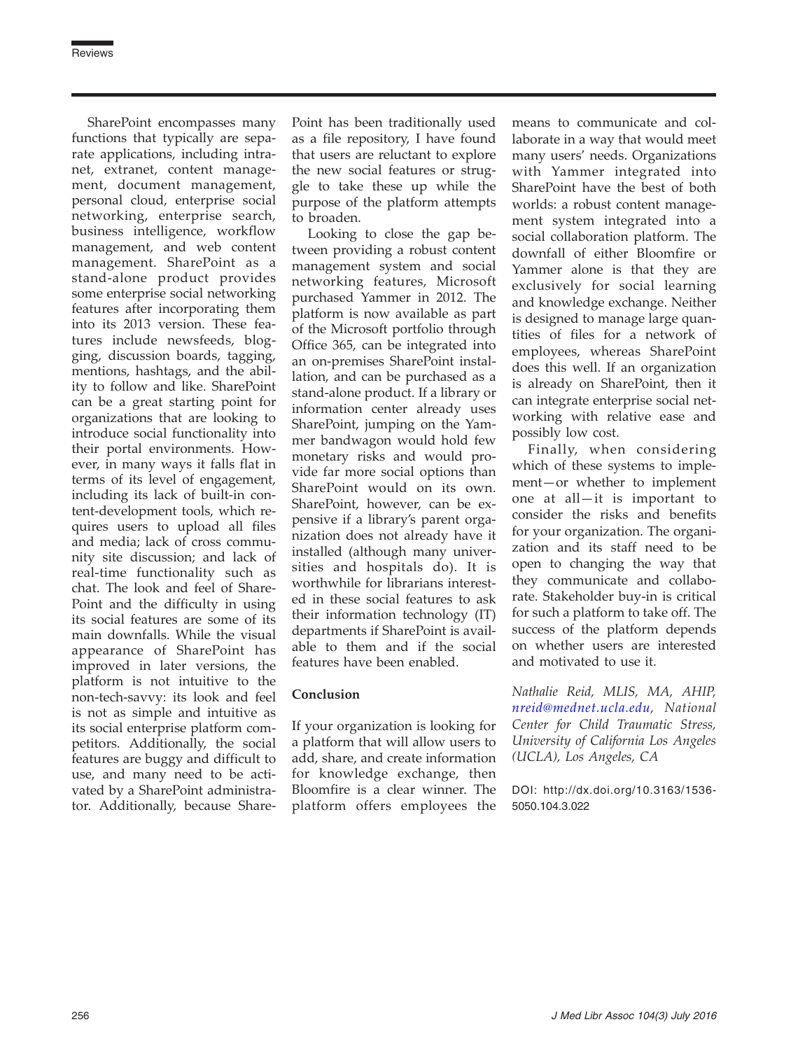SharePoint encompasses many functions that typically are separate applications, including intranet, extranet, content management, document management, personal cloud, enterprise social networking, enterprise search, business intelligence, workflow management, and web content management. SharePoint as a stand-alone product provides some enterprise social networking features after incorporating them into its 2013 version. These features include newsfeeds, blogging, discussion boards, tagging, mentions, hashtags, and the ability to follow and like. SharePoint can be a great starting point for organizations that are looking to introduce social functionality into their portal environments. However, in many ways it falls flat in terms of its level of engagement, including its lack of built-in content-development tools, which requires users to upload all files and media; lack of cross community site discussion; and lack of real-time functionality such as chat. The look and feel of SharePoint and the difficulty in using its social features are some of its main downfalls. While the visual appearance of SharePoint has improved in later versions, the platform is not intuitive to the non-tech-savvy: its look and feel is not as simple and intuitive as its social enterprise platform competitors. Additionally, the social features are buggy and difficult to use, and many need to be activated by a SharePoint administrator. Additionally, because SharePoint has been traditionally used as a file repository, I have found that users are reluctant to explore the new social features or struggle to take these up while the purpose of the platform attempts to broaden.

Looking to close the gap between providing a robust content management system and social networking features, Microsoft purchased Yammer in 2012. The platform is now available as part of the Microsoft portfolio through Office 365, can be integrated into an on-premises SharePoint installation, and can be purchased as a stand-alone product. If a library or information center already uses SharePoint, jumping on the Yammer bandwagon would hold few monetary risks and would provide far more social options than SharePoint would on its own. SharePoint, however, can be expensive if a library's parent organization does not already have it installed (although many universities and hospitals do). It is worthwhile for librarians interested in these social features to ask their information technology (IT) departments if SharePoint is available to them and if the social features have been enabled.

## Conclusion

If your organization is looking for a platform that will allow users to add, share, and create information for knowledge exchange, then Bloomfire is a clear winner. The platform offers employees the means to communicate and collaborate in a way that would meet many users' needs. Organizations with Yammer integrated into SharePoint have the best of both worlds: a robust content management system integrated into a social collaboration platform. The downfall of either Bloomfire or Yammer alone is that they are exclusively for social learning and knowledge exchange. Neither is designed to manage large quantities of files for a network of employees, whereas SharePoint does this well. If an organization is already on SharePoint, then it can integrate enterprise social networking with relative ease and possibly low cost.

Finally, when considering which of these systems to implement—or whether to implement one at all—it is important to consider the risks and benefits for your organization. The organization and its staff need to be open to changing the way that they communicate and collaborate. Stakeholder buy-in is critical for such a platform to take off. The success of the platform depends on whether users are interested and motivated to use it.

*Nathalie Reid, MLIS, MA, AHIP, nreid@mednet.ucla.edu, National Center for Child Traumatic Stress, University of California Los Angeles (UCLA), Los Angeles, CA*

DOI: http://dx.doi.org/10.3163/1536-5050.104.3.022